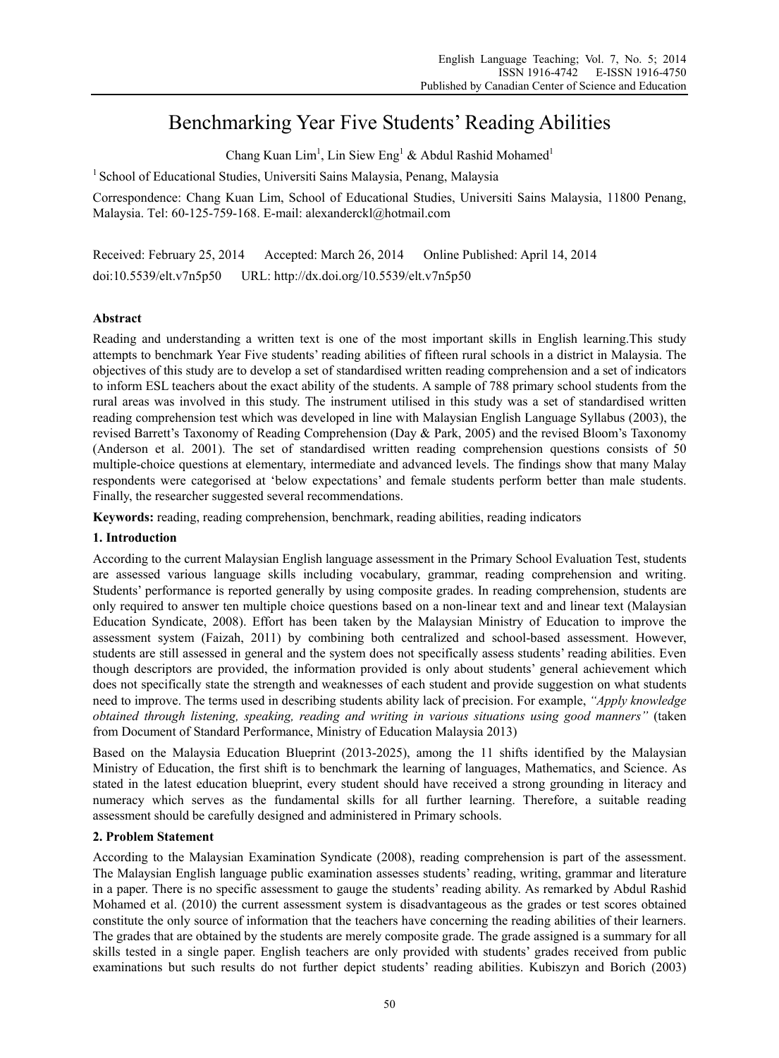# Benchmarking Year Five Students' Reading Abilities

Chang Kuan Lim[1], Lin Siew Eng[1] & Abdul Rashid Mohamed[1]

[1] School of Educational Studies, Universiti Sains Malaysia, Penang, Malaysia

Correspondence: Chang Kuan Lim, School of Educational Studies, Universiti Sains Malaysia, 11800 Penang, Malaysia. Tel: 60-125-759-168. E-mail: alexanderckl@hotmail.com

Received: February 25, 2014 Accepted: March 26, 2014 Online Published: April 14, 2014

doi:10.5539/elt.v7n5p50 URL: http://dx.doi.org/10.5539/elt.v7n5p50

## Abstract

Reading and understanding a written text is one of the most important skills in English learning.This study attempts to benchmark Year Five students' reading abilities of fifteen rural schools in a district in Malaysia. The objectives of this study are to develop a set of standardised written reading comprehension and a set of indicators to inform ESL teachers about the exact ability of the students. A sample of 788 primary school students from the rural areas was involved in this study. The instrument utilised in this study was a set of standardised written reading comprehension test which was developed in line with Malaysian English Language Syllabus (2003), the revised Barrett's Taxonomy of Reading Comprehension (Day & Park, 2005) and the revised Bloom's Taxonomy (Anderson et al. 2001). The set of standardised written reading comprehension questions consists of 50 multiple-choice questions at elementary, intermediate and advanced levels. The findings show that many Malay respondents were categorised at 'below expectations' and female students perform better than male students. Finally, the researcher suggested several recommendations.

**Keywords:** reading, reading comprehension, benchmark, reading abilities, reading indicators

## 1. Introduction

According to the current Malaysian English language assessment in the Primary School Evaluation Test, students are assessed various language skills including vocabulary, grammar, reading comprehension and writing. Students' performance is reported generally by using composite grades. In reading comprehension, students are only required to answer ten multiple choice questions based on a non-linear text and and linear text (Malaysian Education Syndicate, 2008). Effort has been taken by the Malaysian Ministry of Education to improve the assessment system (Faizah, 2011) by combining both centralized and school-based assessment. However, students are still assessed in general and the system does not specifically assess students' reading abilities. Even though descriptors are provided, the information provided is only about students' general achievement which does not specifically state the strength and weaknesses of each student and provide suggestion on what students need to improve. The terms used in describing students ability lack of precision. For example, *"Apply knowledge obtained through listening, speaking, reading and writing in various situations using good manners"* (taken from Document of Standard Performance, Ministry of Education Malaysia 2013)

Based on the Malaysia Education Blueprint (2013-2025), among the 11 shifts identified by the Malaysian Ministry of Education, the first shift is to benchmark the learning of languages, Mathematics, and Science. As stated in the latest education blueprint, every student should have received a strong grounding in literacy and numeracy which serves as the fundamental skills for all further learning. Therefore, a suitable reading assessment should be carefully designed and administered in Primary schools.

## 2. Problem Statement

According to the Malaysian Examination Syndicate (2008), reading comprehension is part of the assessment. The Malaysian English language public examination assesses students' reading, writing, grammar and literature in a paper. There is no specific assessment to gauge the students' reading ability. As remarked by Abdul Rashid Mohamed et al. (2010) the current assessment system is disadvantageous as the grades or test scores obtained constitute the only source of information that the teachers have concerning the reading abilities of their learners. The grades that are obtained by the students are merely composite grade. The grade assigned is a summary for all skills tested in a single paper. English teachers are only provided with students' grades received from public examinations but such results do not further depict students' reading abilities. Kubiszyn and Borich (2003)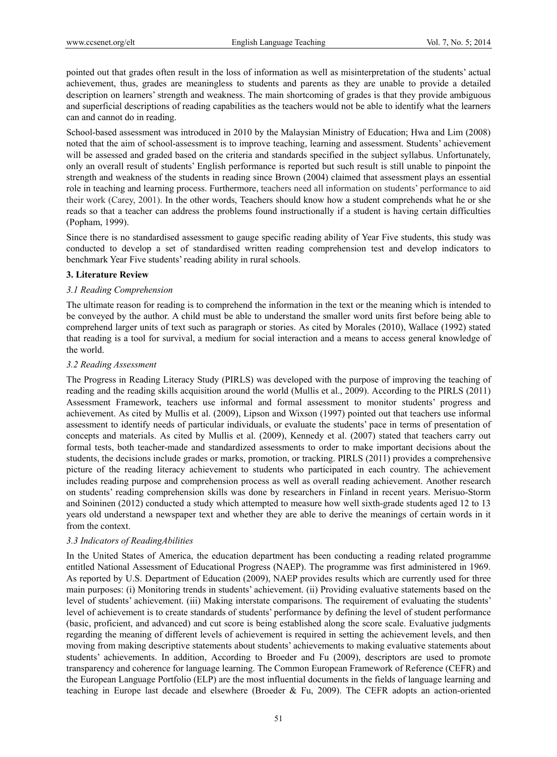pointed out that grades often result in the loss of information as well as misinterpretation of the students' actual achievement, thus, grades are meaningless to students and parents as they are unable to provide a detailed description on learners' strength and weakness. The main shortcoming of grades is that they provide ambiguous and superficial descriptions of reading capabilities as the teachers would not be able to identify what the learners can and cannot do in reading.

School-based assessment was introduced in 2010 by the Malaysian Ministry of Education; Hwa and Lim (2008) noted that the aim of school-assessment is to improve teaching, learning and assessment. Students' achievement will be assessed and graded based on the criteria and standards specified in the subject syllabus. Unfortunately, only an overall result of students' English performance is reported but such result is still unable to pinpoint the strength and weakness of the students in reading since Brown (2004) claimed that assessment plays an essential role in teaching and learning process. Furthermore, teachers need all information on students' performance to aid their work (Carey, 2001). In the other words, Teachers should know how a student comprehends what he or she reads so that a teacher can address the problems found instructionally if a student is having certain difficulties (Popham, 1999).

Since there is no standardised assessment to gauge specific reading ability of Year Five students, this study was conducted to develop a set of standardised written reading comprehension test and develop indicators to benchmark Year Five students' reading ability in rural schools.

## 3. Literature Review

### *3.1 Reading Comprehension*

The ultimate reason for reading is to comprehend the information in the text or the meaning which is intended to be conveyed by the author. A child must be able to understand the smaller word units first before being able to comprehend larger units of text such as paragraph or stories. As cited by Morales (2010), Wallace (1992) stated that reading is a tool for survival, a medium for social interaction and a means to access general knowledge of the world.

### *3.2 Reading Assessment*

The Progress in Reading Literacy Study (PIRLS) was developed with the purpose of improving the teaching of reading and the reading skills acquisition around the world (Mullis et al., 2009). According to the PIRLS (2011) Assessment Framework, teachers use informal and formal assessment to monitor students' progress and achievement. As cited by Mullis et al. (2009), Lipson and Wixson (1997) pointed out that teachers use informal assessment to identify needs of particular individuals, or evaluate the students' pace in terms of presentation of concepts and materials. As cited by Mullis et al. (2009), Kennedy et al. (2007) stated that teachers carry out formal tests, both teacher-made and standardized assessments to order to make important decisions about the students, the decisions include grades or marks, promotion, or tracking. PIRLS (2011) provides a comprehensive picture of the reading literacy achievement to students who participated in each country. The achievement includes reading purpose and comprehension process as well as overall reading achievement. Another research on students' reading comprehension skills was done by researchers in Finland in recent years. Merisuo-Storm and Soininen (2012) conducted a study which attempted to measure how well sixth-grade students aged 12 to 13 years old understand a newspaper text and whether they are able to derive the meanings of certain words in it from the context.

### *3.3 Indicators of ReadingAbilities*

In the United States of America, the education department has been conducting a reading related programme entitled National Assessment of Educational Progress (NAEP). The programme was first administered in 1969. As reported by U.S. Department of Education (2009), NAEP provides results which are currently used for three main purposes: (i) Monitoring trends in students' achievement. (ii) Providing evaluative statements based on the level of students' achievement. (iii) Making interstate comparisons. The requirement of evaluating the students' level of achievement is to create standards of students' performance by defining the level of student performance (basic, proficient, and advanced) and cut score is being established along the score scale. Evaluative judgments regarding the meaning of different levels of achievement is required in setting the achievement levels, and then moving from making descriptive statements about students' achievements to making evaluative statements about students' achievements. In addition, According to Broeder and Fu (2009), descriptors are used to promote transparency and coherence for language learning. The Common European Framework of Reference (CEFR) and the European Language Portfolio (ELP) are the most influential documents in the fields of language learning and teaching in Europe last decade and elsewhere (Broeder & Fu, 2009). The CEFR adopts an action-oriented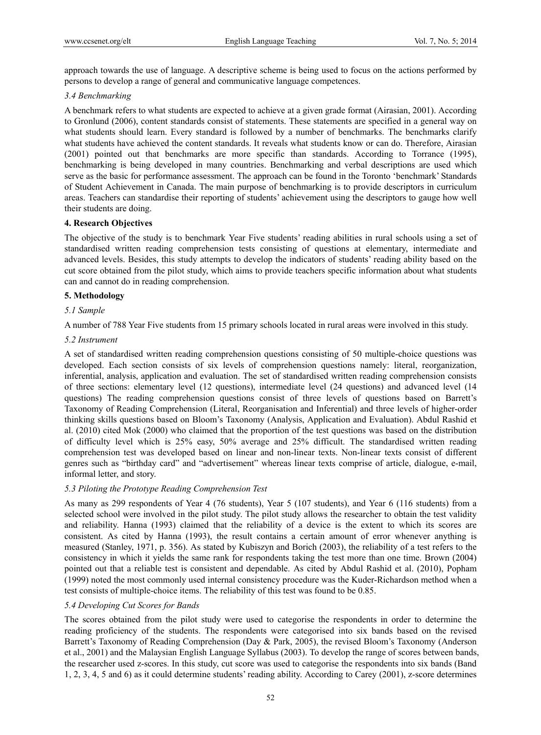approach towards the use of language. A descriptive scheme is being used to focus on the actions performed by persons to develop a range of general and communicative language competences.

### *3.4 Benchmarking*

A benchmark refers to what students are expected to achieve at a given grade format (Airasian, 2001). According to Gronlund (2006), content standards consist of statements. These statements are specified in a general way on what students should learn. Every standard is followed by a number of benchmarks. The benchmarks clarify what students have achieved the content standards. It reveals what students know or can do. Therefore, Airasian (2001) pointed out that benchmarks are more specific than standards. According to Torrance (1995), benchmarking is being developed in many countries. Benchmarking and verbal descriptions are used which serve as the basic for performance assessment. The approach can be found in the Toronto 'benchmark' Standards of Student Achievement in Canada. The main purpose of benchmarking is to provide descriptors in curriculum areas. Teachers can standardise their reporting of students' achievement using the descriptors to gauge how well their students are doing.

## **4. Research Objectives**

The objective of the study is to benchmark Year Five students' reading abilities in rural schools using a set of standardised written reading comprehension tests consisting of questions at elementary, intermediate and advanced levels. Besides, this study attempts to develop the indicators of students' reading ability based on the cut score obtained from the pilot study, which aims to provide teachers specific information about what students can and cannot do in reading comprehension.

## **5. Methodology**

### *5.1 Sample*

A number of 788 Year Five students from 15 primary schools located in rural areas were involved in this study.

### *5.2 Instrument*

A set of standardised written reading comprehension questions consisting of 50 multiple-choice questions was developed. Each section consists of six levels of comprehension questions namely: literal, reorganization, inferential, analysis, application and evaluation. The set of standardised written reading comprehension consists of three sections: elementary level (12 questions), intermediate level (24 questions) and advanced level (14 questions) The reading comprehension questions consist of three levels of questions based on Barrett's Taxonomy of Reading Comprehension (Literal, Reorganisation and Inferential) and three levels of higher-order thinking skills questions based on Bloom's Taxonomy (Analysis, Application and Evaluation). Abdul Rashid et al. (2010) cited Mok (2000) who claimed that the proportion of the test questions was based on the distribution of difficulty level which is 25% easy, 50% average and 25% difficult. The standardised written reading comprehension test was developed based on linear and non-linear texts. Non-linear texts consist of different genres such as "birthday card" and "advertisement" whereas linear texts comprise of article, dialogue, e-mail, informal letter, and story.

### *5.3 Piloting the Prototype Reading Comprehension Test*

As many as 299 respondents of Year 4 (76 students), Year 5 (107 students), and Year 6 (116 students) from a selected school were involved in the pilot study. The pilot study allows the researcher to obtain the test validity and reliability. Hanna (1993) claimed that the reliability of a device is the extent to which its scores are consistent. As cited by Hanna (1993), the result contains a certain amount of error whenever anything is measured (Stanley, 1971, p. 356). As stated by Kubiszyn and Borich (2003), the reliability of a test refers to the consistency in which it yields the same rank for respondents taking the test more than one time. Brown (2004) pointed out that a reliable test is consistent and dependable. As cited by Abdul Rashid et al. (2010), Popham (1999) noted the most commonly used internal consistency procedure was the Kuder-Richardson method when a test consists of multiple-choice items. The reliability of this test was found to be 0.85.

### *5.4 Developing Cut Scores for Bands*

The scores obtained from the pilot study were used to categorise the respondents in order to determine the reading proficiency of the students. The respondents were categorised into six bands based on the revised Barrett's Taxonomy of Reading Comprehension (Day & Park, 2005), the revised Bloom's Taxonomy (Anderson et al., 2001) and the Malaysian English Language Syllabus (2003). To develop the range of scores between bands, the researcher used z-scores. In this study, cut score was used to categorise the respondents into six bands (Band 1, 2, 3, 4, 5 and 6) as it could determine students' reading ability. According to Carey (2001), z-score determines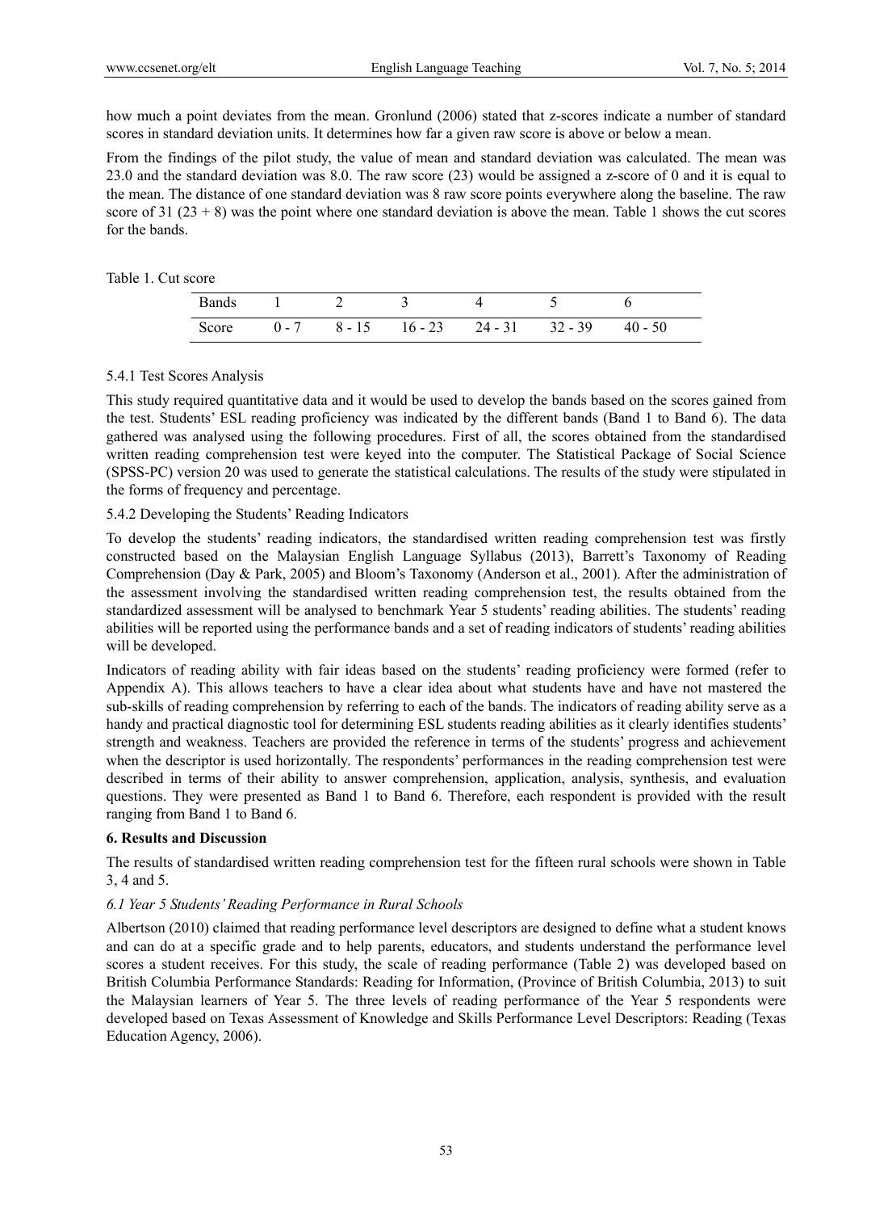how much a point deviates from the mean. Gronlund (2006) stated that z-scores indicate a number of standard scores in standard deviation units. It determines how far a given raw score is above or below a mean.

From the findings of the pilot study, the value of mean and standard deviation was calculated. The mean was 23.0 and the standard deviation was 8.0. The raw score (23) would be assigned a z-score of 0 and it is equal to the mean. The distance of one standard deviation was 8 raw score points everywhere along the baseline. The raw score of 31 (23 + 8) was the point where one standard deviation is above the mean. Table 1 shows the cut scores for the bands.

Table 1. Cut score

| Bands | 1 | 2 | 3 | 4 | 5 | 6 |
|---|---|---|---|---|---|---|
| Score | 0 - 7 | 8 - 15 | 16 - 23 | 24 - 31 | 32 - 39 | 40 - 50 |

5.4.1 Test Scores Analysis

This study required quantitative data and it would be used to develop the bands based on the scores gained from the test. Students' ESL reading proficiency was indicated by the different bands (Band 1 to Band 6). The data gathered was analysed using the following procedures. First of all, the scores obtained from the standardised written reading comprehension test were keyed into the computer. The Statistical Package of Social Science (SPSS-PC) version 20 was used to generate the statistical calculations. The results of the study were stipulated in the forms of frequency and percentage.

5.4.2 Developing the Students' Reading Indicators

To develop the students' reading indicators, the standardised written reading comprehension test was firstly constructed based on the Malaysian English Language Syllabus (2013), Barrett's Taxonomy of Reading Comprehension (Day & Park, 2005) and Bloom's Taxonomy (Anderson et al., 2001). After the administration of the assessment involving the standardised written reading comprehension test, the results obtained from the standardized assessment will be analysed to benchmark Year 5 students' reading abilities. The students' reading abilities will be reported using the performance bands and a set of reading indicators of students' reading abilities will be developed.

Indicators of reading ability with fair ideas based on the students' reading proficiency were formed (refer to Appendix A). This allows teachers to have a clear idea about what students have and have not mastered the sub-skills of reading comprehension by referring to each of the bands. The indicators of reading ability serve as a handy and practical diagnostic tool for determining ESL students reading abilities as it clearly identifies students' strength and weakness. Teachers are provided the reference in terms of the students' progress and achievement when the descriptor is used horizontally. The respondents' performances in the reading comprehension test were described in terms of their ability to answer comprehension, application, analysis, synthesis, and evaluation questions. They were presented as Band 1 to Band 6. Therefore, each respondent is provided with the result ranging from Band 1 to Band 6.

## 6. Results and Discussion

The results of standardised written reading comprehension test for the fifteen rural schools were shown in Table 3, 4 and 5.

### *6.1 Year 5 Students' Reading Performance in Rural Schools*

Albertson (2010) claimed that reading performance level descriptors are designed to define what a student knows and can do at a specific grade and to help parents, educators, and students understand the performance level scores a student receives. For this study, the scale of reading performance (Table 2) was developed based on British Columbia Performance Standards: Reading for Information, (Province of British Columbia, 2013) to suit the Malaysian learners of Year 5. The three levels of reading performance of the Year 5 respondents were developed based on Texas Assessment of Knowledge and Skills Performance Level Descriptors: Reading (Texas Education Agency, 2006).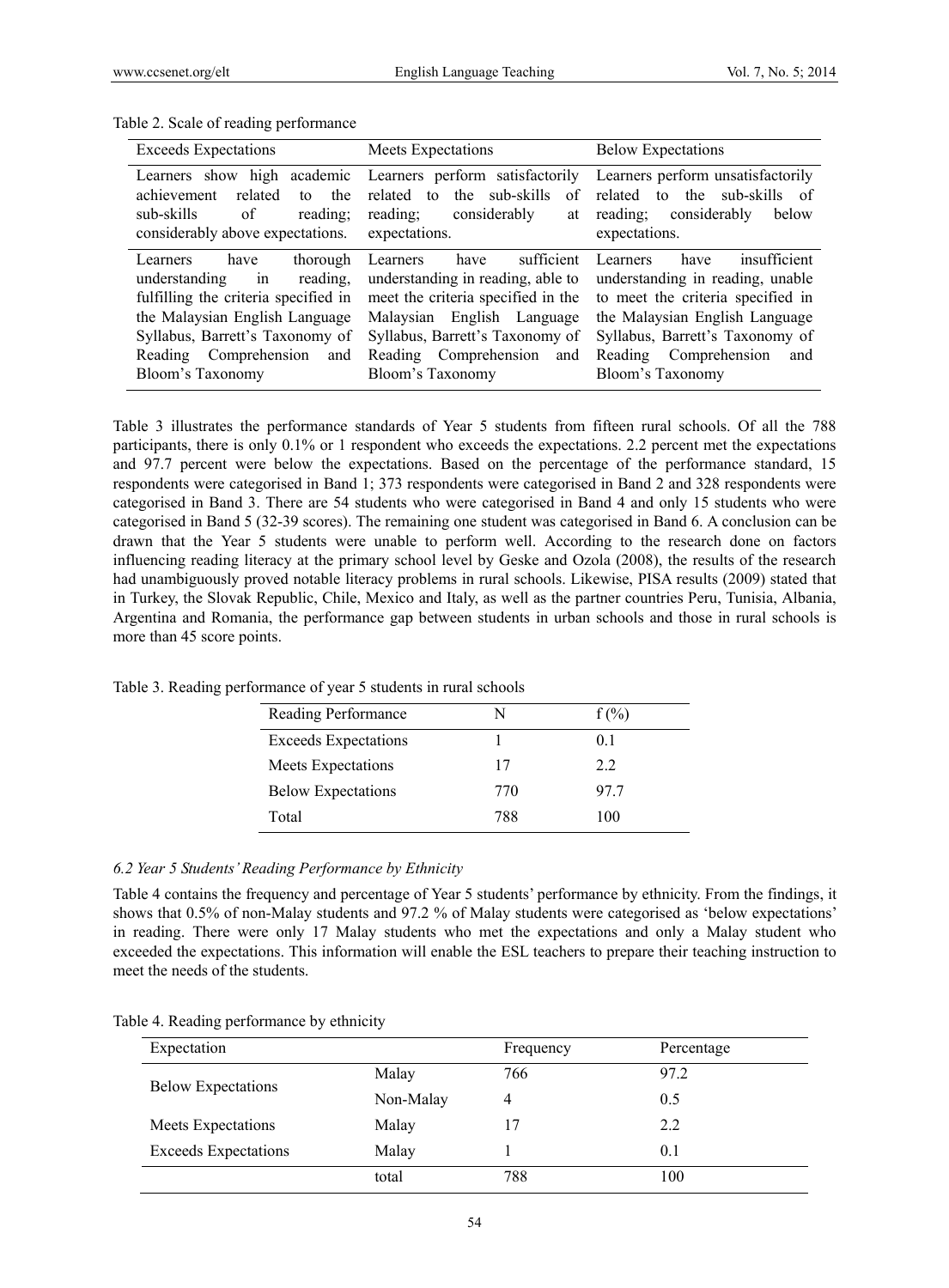Table 2. Scale of reading performance

| Exceeds Expectations | Meets Expectations | Below Expectations |
|---|---|---|
| Learners show high academic achievement related to the sub-skills of reading; considerably above expectations. | Learners perform satisfactorily related to the sub-skills of reading; considerably at expectations. | Learners perform unsatisfactorily related to the sub-skills of reading; considerably below expectations. |
| Learners have thorough understanding in reading, fulfilling the criteria specified in the Malaysian English Language Syllabus, Barrett's Taxonomy of Reading Comprehension and Bloom's Taxonomy | Learners have sufficient understanding in reading, able to meet the criteria specified in the Malaysian English Language Syllabus, Barrett's Taxonomy of Reading Comprehension and Bloom's Taxonomy | Learners have insufficient understanding in reading, unable to meet the criteria specified in the Malaysian English Language Syllabus, Barrett's Taxonomy of Reading Comprehension and Bloom's Taxonomy |

Table 3 illustrates the performance standards of Year 5 students from fifteen rural schools. Of all the 788 participants, there is only 0.1% or 1 respondent who exceeds the expectations. 2.2 percent met the expectations and 97.7 percent were below the expectations. Based on the percentage of the performance standard, 15 respondents were categorised in Band 1; 373 respondents were categorised in Band 2 and 328 respondents were categorised in Band 3. There are 54 students who were categorised in Band 4 and only 15 students who were categorised in Band 5 (32-39 scores). The remaining one student was categorised in Band 6. A conclusion can be drawn that the Year 5 students were unable to perform well. According to the research done on factors influencing reading literacy at the primary school level by Geske and Ozola (2008), the results of the research had unambiguously proved notable literacy problems in rural schools. Likewise, PISA results (2009) stated that in Turkey, the Slovak Republic, Chile, Mexico and Italy, as well as the partner countries Peru, Tunisia, Albania, Argentina and Romania, the performance gap between students in urban schools and those in rural schools is more than 45 score points.

Table 3. Reading performance of year 5 students in rural schools

| Reading Performance | N | f (%) |
|---|---|---|
| Exceeds Expectations | 1 | 0.1 |
| Meets Expectations | 17 | 2.2 |
| Below Expectations | 770 | 97.7 |
| Total | 788 | 100 |

### *6.2 Year 5 Students' Reading Performance by Ethnicity*

Table 4 contains the frequency and percentage of Year 5 students' performance by ethnicity. From the findings, it shows that 0.5% of non-Malay students and 97.2 % of Malay students were categorised as 'below expectations' in reading. There were only 17 Malay students who met the expectations and only a Malay student who exceeded the expectations. This information will enable the ESL teachers to prepare their teaching instruction to meet the needs of the students.

Table 4. Reading performance by ethnicity

| Expectation | | Frequency | Percentage |
|---|---|---|---|
| Below Expectations | Malay | 766 | 97.2 |
| | Non-Malay | 4 | 0.5 |
| Meets Expectations | Malay | 17 | 2.2 |
| Exceeds Expectations | Malay | 1 | 0.1 |
| | total | 788 | 100 |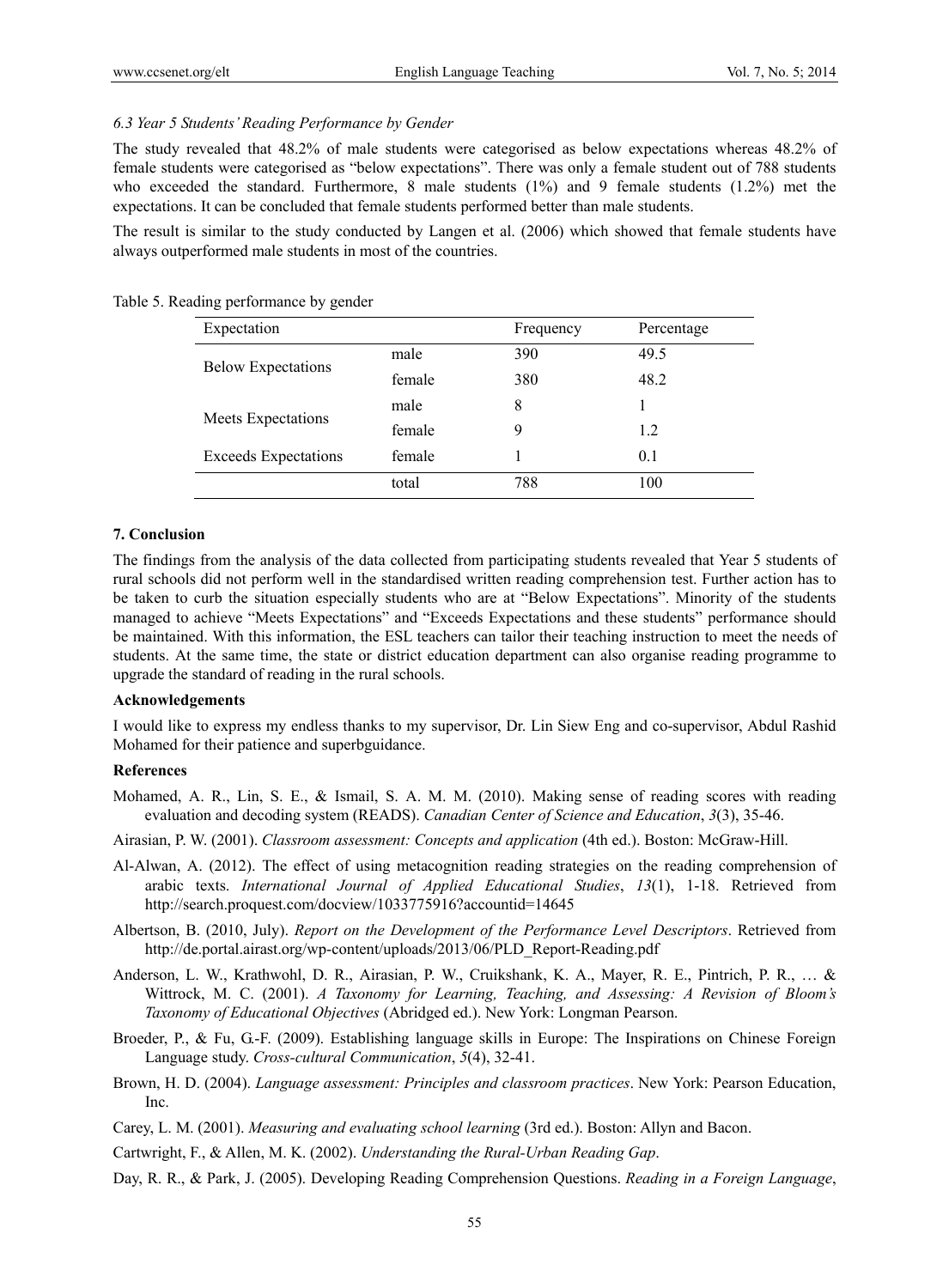*6.3 Year 5 Students' Reading Performance by Gender*

The study revealed that 48.2% of male students were categorised as below expectations whereas 48.2% of female students were categorised as "below expectations". There was only a female student out of 788 students who exceeded the standard. Furthermore, 8 male students (1%) and 9 female students (1.2%) met the expectations. It can be concluded that female students performed better than male students.

The result is similar to the study conducted by Langen et al. (2006) which showed that female students have always outperformed male students in most of the countries.

Table 5. Reading performance by gender

| Expectation | | Frequency | Percentage |
|---|---|---|---|
| Below Expectations | male | 390 | 49.5 |
| | female | 380 | 48.2 |
| Meets Expectations | male | 8 | 1 |
| | female | 9 | 1.2 |
| Exceeds Expectations | female | 1 | 0.1 |
| | total | 788 | 100 |

## 7. Conclusion

The findings from the analysis of the data collected from participating students revealed that Year 5 students of rural schools did not perform well in the standardised written reading comprehension test. Further action has to be taken to curb the situation especially students who are at "Below Expectations". Minority of the students managed to achieve "Meets Expectations" and "Exceeds Expectations and these students" performance should be maintained. With this information, the ESL teachers can tailor their teaching instruction to meet the needs of students. At the same time, the state or district education department can also organise reading programme to upgrade the standard of reading in the rural schools.

## Acknowledgements

I would like to express my endless thanks to my supervisor, Dr. Lin Siew Eng and co-supervisor, Abdul Rashid Mohamed for their patience and superbguidance.

## References

Mohamed, A. R., Lin, S. E., & Ismail, S. A. M. M. (2010). Making sense of reading scores with reading evaluation and decoding system (READS). *Canadian Center of Science and Education*, *3*(3), 35-46.

Airasian, P. W. (2001). *Classroom assessment: Concepts and application* (4th ed.). Boston: McGraw-Hill.

Al-Alwan, A. (2012). The effect of using metacognition reading strategies on the reading comprehension of arabic texts. *International Journal of Applied Educational Studies*, *13*(1), 1-18. Retrieved from http://search.proquest.com/docview/1033775916?accountid=14645

Albertson, B. (2010, July). *Report on the Development of the Performance Level Descriptors*. Retrieved from http://de.portal.airast.org/wp-content/uploads/2013/06/PLD_Report-Reading.pdf

Anderson, L. W., Krathwohl, D. R., Airasian, P. W., Cruikshank, K. A., Mayer, R. E., Pintrich, P. R., … & Wittrock, M. C. (2001). *A Taxonomy for Learning, Teaching, and Assessing: A Revision of Bloom's Taxonomy of Educational Objectives* (Abridged ed.). New York: Longman Pearson.

Broeder, P., & Fu, G.-F. (2009). Establishing language skills in Europe: The Inspirations on Chinese Foreign Language study. *Cross-cultural Communication*, *5*(4), 32-41.

Brown, H. D. (2004). *Language assessment: Principles and classroom practices*. New York: Pearson Education, Inc.

Carey, L. M. (2001). *Measuring and evaluating school learning* (3rd ed.). Boston: Allyn and Bacon.

Cartwright, F., & Allen, M. K. (2002). *Understanding the Rural-Urban Reading Gap*.

Day, R. R., & Park, J. (2005). Developing Reading Comprehension Questions. *Reading in a Foreign Language*,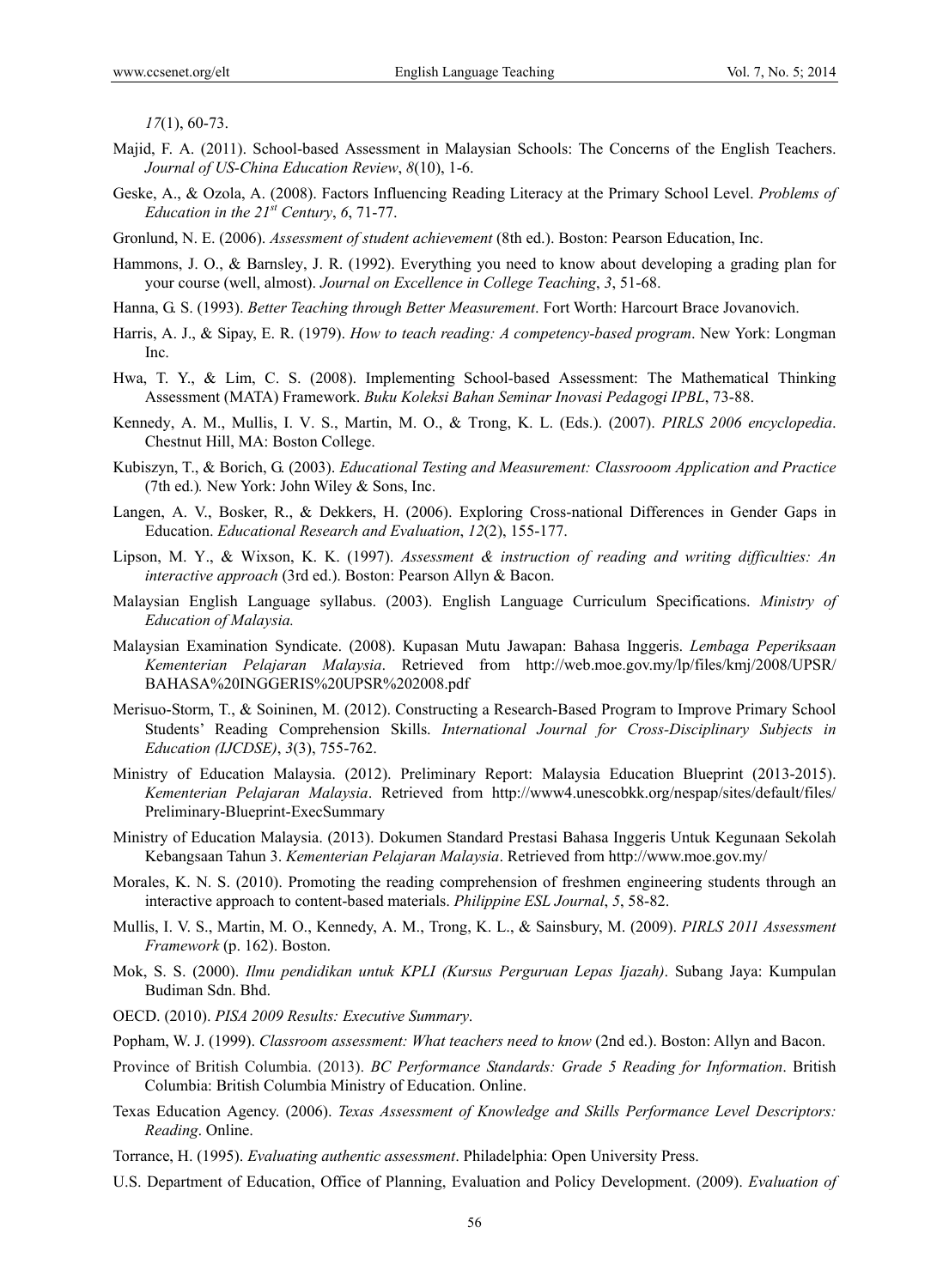*17*(1), 60-73.

Majid, F. A. (2011). School-based Assessment in Malaysian Schools: The Concerns of the English Teachers. *Journal of US-China Education Review*, *8*(10), 1-6.

Geske, A., & Ozola, A. (2008). Factors Influencing Reading Literacy at the Primary School Level. *Problems of Education in the 21st Century*, *6*, 71-77.

Gronlund, N. E. (2006). *Assessment of student achievement* (8th ed.). Boston: Pearson Education, Inc.

Hammons, J. O., & Barnsley, J. R. (1992). Everything you need to know about developing a grading plan for your course (well, almost). *Journal on Excellence in College Teaching*, *3*, 51-68.

Hanna, G. S. (1993). *Better Teaching through Better Measurement*. Fort Worth: Harcourt Brace Jovanovich.

Harris, A. J., & Sipay, E. R. (1979). *How to teach reading: A competency-based program*. New York: Longman Inc.

Hwa, T. Y., & Lim, C. S. (2008). Implementing School-based Assessment: The Mathematical Thinking Assessment (MATA) Framework. *Buku Koleksi Bahan Seminar Inovasi Pedagogi IPBL*, 73-88.

Kennedy, A. M., Mullis, I. V. S., Martin, M. O., & Trong, K. L. (Eds.). (2007). *PIRLS 2006 encyclopedia*. Chestnut Hill, MA: Boston College.

Kubiszyn, T., & Borich, G. (2003). *Educational Testing and Measurement: Classrooom Application and Practice* (7th ed.)*.* New York: John Wiley & Sons, Inc.

Langen, A. V., Bosker, R., & Dekkers, H. (2006). Exploring Cross-national Differences in Gender Gaps in Education. *Educational Research and Evaluation*, *12*(2), 155-177.

Lipson, M. Y., & Wixson, K. K. (1997). *Assessment & instruction of reading and writing difficulties: An interactive approach* (3rd ed.). Boston: Pearson Allyn & Bacon.

Malaysian English Language syllabus. (2003). English Language Curriculum Specifications. *Ministry of Education of Malaysia.*

Malaysian Examination Syndicate. (2008). Kupasan Mutu Jawapan: Bahasa Inggeris. *Lembaga Peperiksaan Kementerian Pelajaran Malaysia*. Retrieved from http://web.moe.gov.my/lp/files/kmj/2008/UPSR/BAHASA%20INGGERIS%20UPSR%202008.pdf

Merisuo-Storm, T., & Soininen, M. (2012). Constructing a Research-Based Program to Improve Primary School Students' Reading Comprehension Skills. *International Journal for Cross-Disciplinary Subjects in Education (IJCDSE)*, *3*(3), 755-762.

Ministry of Education Malaysia. (2012). Preliminary Report: Malaysia Education Blueprint (2013-2015). *Kementerian Pelajaran Malaysia*. Retrieved from http://www4.unescobkk.org/nespap/sites/default/files/Preliminary-Blueprint-ExecSummary

Ministry of Education Malaysia. (2013). Dokumen Standard Prestasi Bahasa Inggeris Untuk Kegunaan Sekolah Kebangsaan Tahun 3. *Kementerian Pelajaran Malaysia*. Retrieved from http://www.moe.gov.my/

Morales, K. N. S. (2010). Promoting the reading comprehension of freshmen engineering students through an interactive approach to content-based materials. *Philippine ESL Journal*, *5*, 58-82.

Mullis, I. V. S., Martin, M. O., Kennedy, A. M., Trong, K. L., & Sainsbury, M. (2009). *PIRLS 2011 Assessment Framework* (p. 162). Boston.

Mok, S. S. (2000). *Ilmu pendidikan untuk KPLI (Kursus Perguruan Lepas Ijazah)*. Subang Jaya: Kumpulan Budiman Sdn. Bhd.

OECD. (2010). *PISA 2009 Results: Executive Summary*.

Popham, W. J. (1999). *Classroom assessment: What teachers need to know* (2nd ed.). Boston: Allyn and Bacon.

Province of British Columbia. (2013). *BC Performance Standards: Grade 5 Reading for Information*. British Columbia: British Columbia Ministry of Education. Online.

Texas Education Agency. (2006). *Texas Assessment of Knowledge and Skills Performance Level Descriptors: Reading*. Online.

Torrance, H. (1995). *Evaluating authentic assessment*. Philadelphia: Open University Press.

U.S. Department of Education, Office of Planning, Evaluation and Policy Development. (2009). *Evaluation of*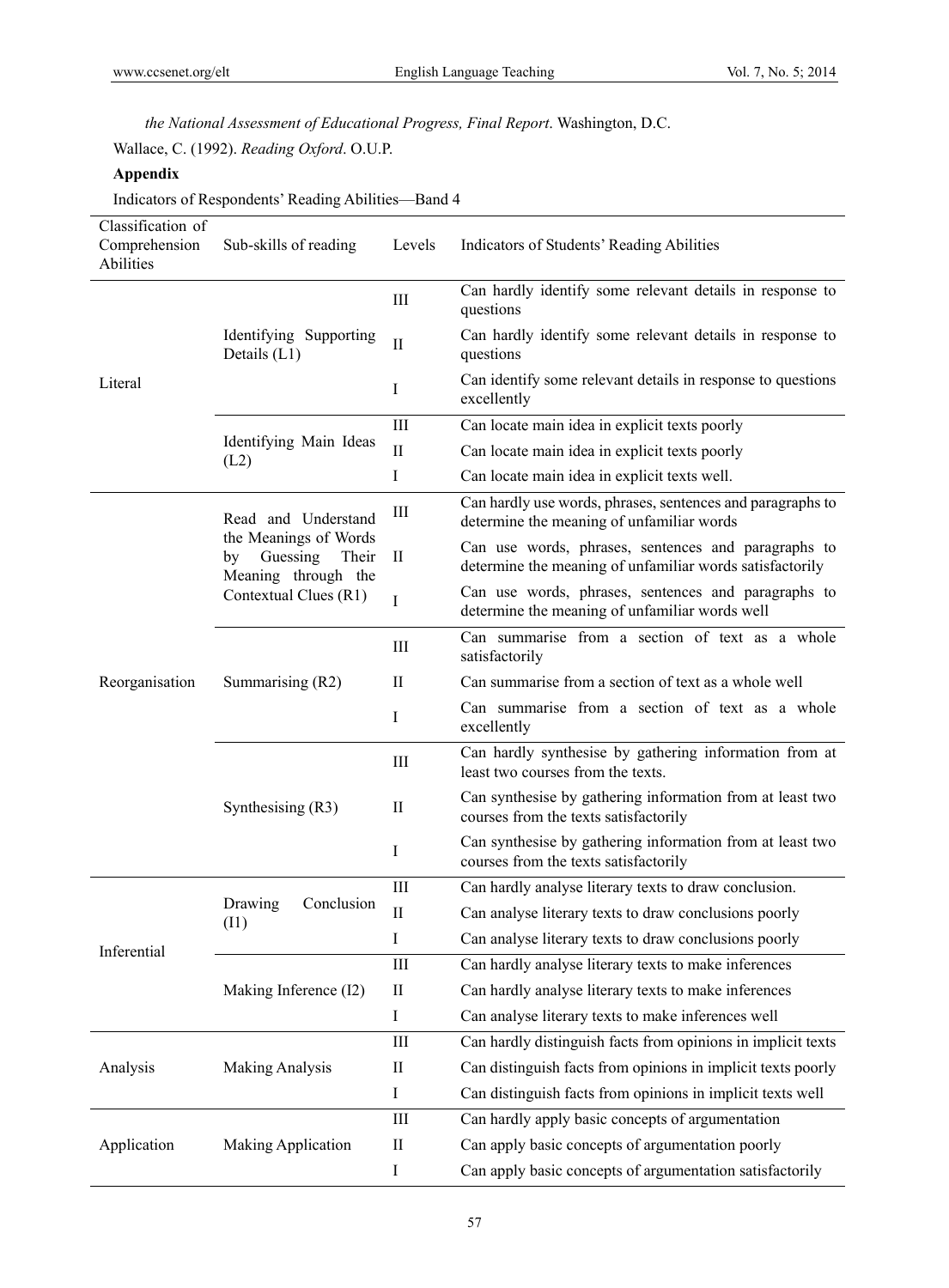*the National Assessment of Educational Progress, Final Report*. Washington, D.C.

Wallace, C. (1992). *Reading Oxford*. O.U.P.

**Appendix**

Indicators of Respondents' Reading Abilities—Band 4

| Classification of Comprehension Abilities | Sub-skills of reading | Levels | Indicators of Students' Reading Abilities |
|---|---|---|---|
| Literal | Identifying Supporting Details (L1) | III | Can hardly identify some relevant details in response to questions |
| | | II | Can hardly identify some relevant details in response to questions |
| | | I | Can identify some relevant details in response to questions excellently |
| | Identifying Main Ideas (L2) | III | Can locate main idea in explicit texts poorly |
| | | II | Can locate main idea in explicit texts poorly |
| | | I | Can locate main idea in explicit texts well. |
| Reorganisation | Read and Understand the Meanings of Words by Guessing Their Meaning through the Contextual Clues (R1) | III | Can hardly use words, phrases, sentences and paragraphs to determine the meaning of unfamiliar words |
| | | II | Can use words, phrases, sentences and paragraphs to determine the meaning of unfamiliar words satisfactorily |
| | | I | Can use words, phrases, sentences and paragraphs to determine the meaning of unfamiliar words well |
| | Summarising (R2) | III | Can summarise from a section of text as a whole satisfactorily |
| | | II | Can summarise from a section of text as a whole well |
| | | I | Can summarise from a section of text as a whole excellently |
| | Synthesising (R3) | III | Can hardly synthesise by gathering information from at least two courses from the texts. |
| | | II | Can synthesise by gathering information from at least two courses from the texts satisfactorily |
| | | I | Can synthesise by gathering information from at least two courses from the texts satisfactorily |
| Inferential | Drawing Conclusion (I1) | III | Can hardly analyse literary texts to draw conclusion. |
| | | II | Can analyse literary texts to draw conclusions poorly |
| | | I | Can analyse literary texts to draw conclusions poorly |
| | Making Inference (I2) | III | Can hardly analyse literary texts to make inferences |
| | | II | Can hardly analyse literary texts to make inferences |
| | | I | Can analyse literary texts to make inferences well |
| Analysis | Making Analysis | III | Can hardly distinguish facts from opinions in implicit texts |
| | | II | Can distinguish facts from opinions in implicit texts poorly |
| | | I | Can distinguish facts from opinions in implicit texts well |
| Application | Making Application | III | Can hardly apply basic concepts of argumentation |
| | | II | Can apply basic concepts of argumentation poorly |
| | | I | Can apply basic concepts of argumentation satisfactorily |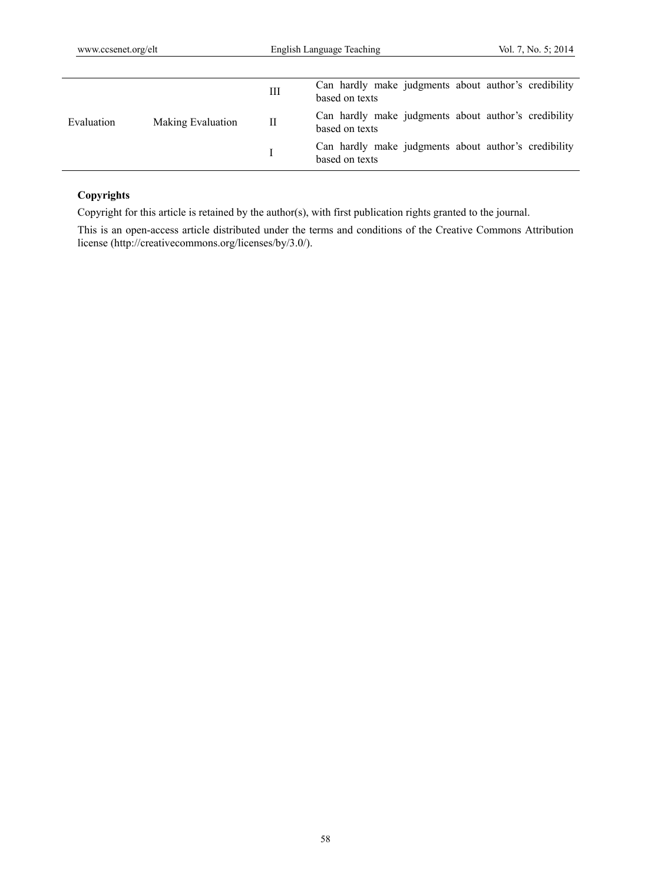| | | | |
|---|---|---|---|
| Evaluation | Making Evaluation | III | Can hardly make judgments about author's credibility based on texts |
| | | II | Can hardly make judgments about author's credibility based on texts |
| | | I | Can hardly make judgments about author's credibility based on texts |

**Copyrights**

Copyright for this article is retained by the author(s), with first publication rights granted to the journal.

This is an open-access article distributed under the terms and conditions of the Creative Commons Attribution license (http://creativecommons.org/licenses/by/3.0/).